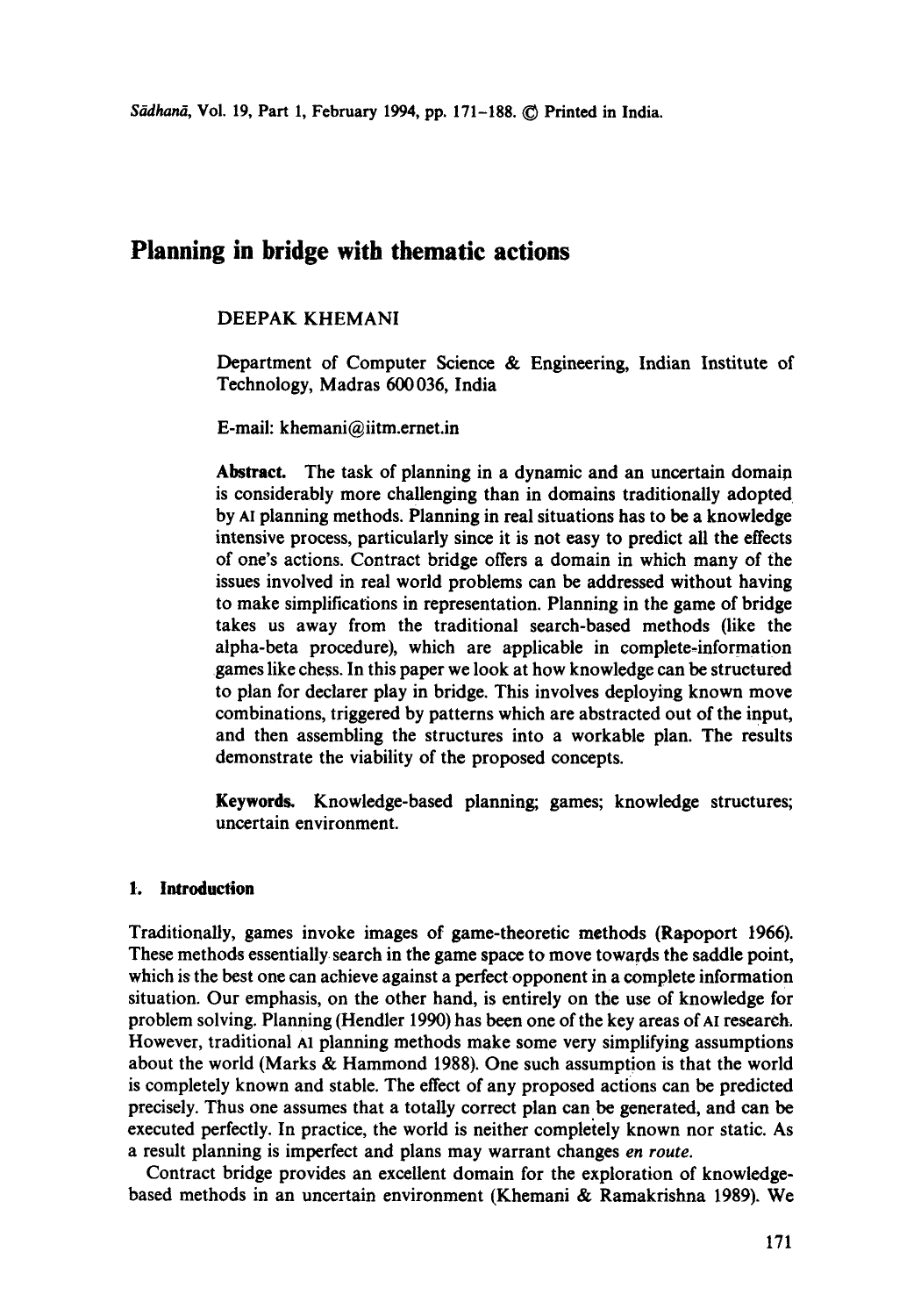# Planning in bridge with thematic actions

DEEPAK KHEMANI

Department of Computer Science & Engineering, Indian Institute of Technology, Madras 600 036, India

E-mail: khemani@iitm.ernet.in

**Abstract.** The task of planning in a dynamic and an uncertain domain is considerably more challenging than in domains traditionally adopted by AI planning methods. Planning in real situations has to be a knowledge intensive process, particularly since it is not easy to predict all the effects of one's actions. Contract bridge offers a domain in which many of the issues involved in real world problems can be addressed without having to make simplifications in representation. Planning in the game of bridge takes us away from the traditional search-based methods (like the alpha-beta procedure), which are applicable in complete-information games like chess. In this paper we look at how knowledge can be structured to plan for declarer play in bridge. This involves deploying known move combinations, triggered by patterns which are abstracted out of the input, and then assembling the structures into a workable plan. The results demonstrate the viability of the proposed concepts.

**Keywords.** Knowledge-based planning; games; knowledge structures; uncertain environment.

## 1. Introduction

Traditionally, games invoke images of game-theoretic methods (Rapoport 1966). These methods essentially search in the game space to move towards the saddle point, which is the best one can achieve against a perfect opponent in a complete information situation. Our emphasis, on the other hand, is entirely on the use of knowledge for problem solving. Planning (Hendler 1990) has been one of the key areas of AI research. However, traditional AI planning methods make some very simplifying assumptions about the world (Marks & Hammond 1988). One such assumption is that the world is completely known and stable. The effect of any proposed actions can be predicted precisely. Thus one assumes that a totally correct plan can be generated, and can be executed perfectly. In practice, the world is neither completely known nor static. As a result planning is imperfect and plans may warrant changes *en route*.

Contract bridge provides an excellent domain for the exploration of knowledge-based methods in an uncertain environment (Khemani & Ramakrishna 1989). We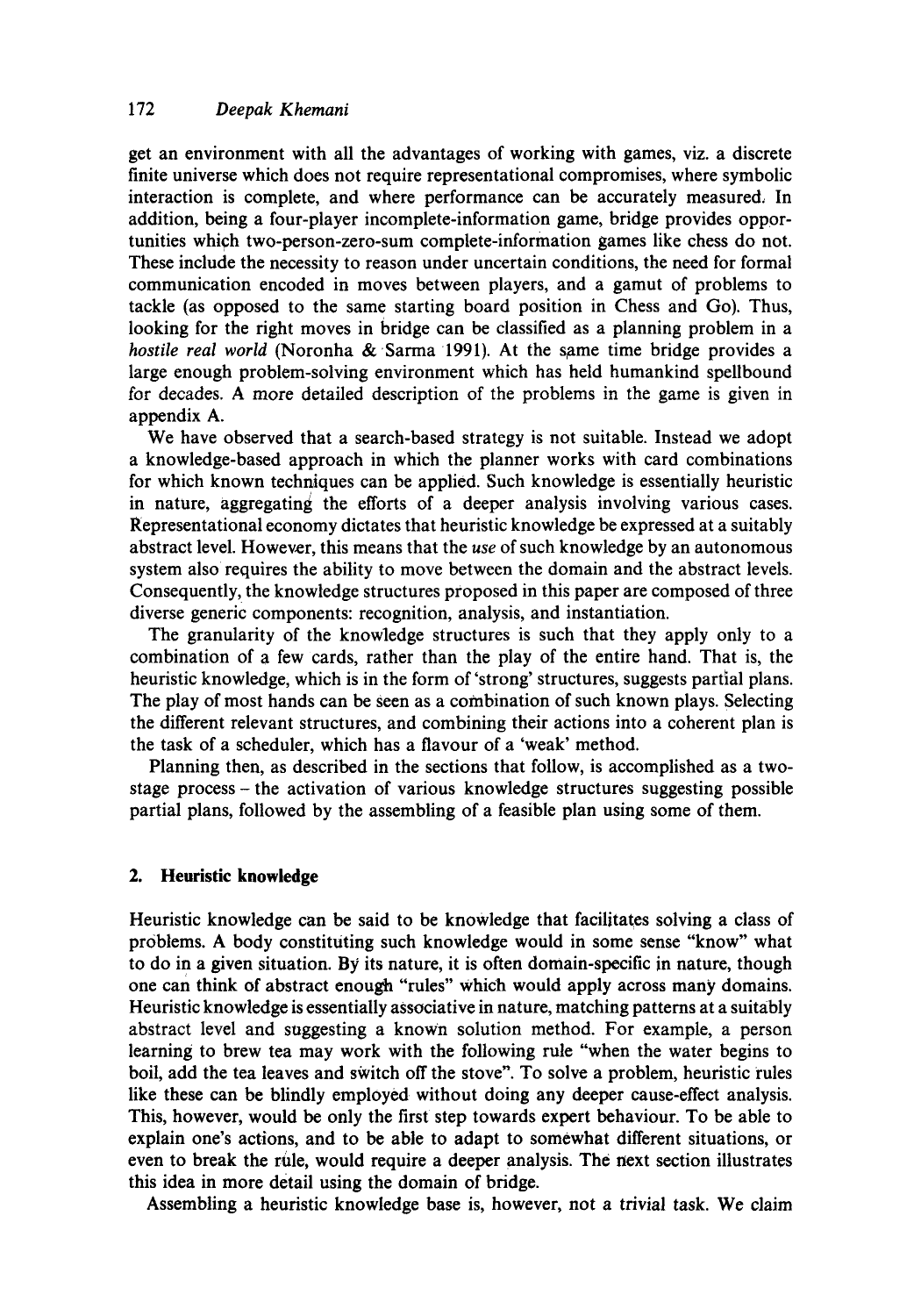get an environment with all the advantages of working with games, viz. a discrete finite universe which does not require representational compromises, where symbolic interaction is complete, and where performance can be accurately measured. In addition, being a four-player incomplete-information game, bridge provides opportunities which two-person-zero-sum complete-information games like chess do not. These include the necessity to reason under uncertain conditions, the need for formal communication encoded in moves between players, and a gamut of problems to tackle (as opposed to the same starting board position in Chess and Go). Thus, looking for the right moves in bridge can be classified as a planning problem in a *hostile real world* (Noronha & Sarma 1991). At the same time bridge provides a large enough problem-solving environment which has held humankind spellbound for decades. A more detailed description of the problems in the game is given in appendix A.

We have observed that a search-based strategy is not suitable. Instead we adopt a knowledge-based approach in which the planner works with card combinations for which known techniques can be applied. Such knowledge is essentially heuristic in nature, aggregating the efforts of a deeper analysis involving various cases. Representational economy dictates that heuristic knowledge be expressed at a suitably abstract level. However, this means that the *use* of such knowledge by an autonomous system also requires the ability to move between the domain and the abstract levels. Consequently, the knowledge structures proposed in this paper are composed of three diverse generic components: recognition, analysis, and instantiation.

The granularity of the knowledge structures is such that they apply only to a combination of a few cards, rather than the play of the entire hand. That is, the heuristic knowledge, which is in the form of 'strong' structures, suggests partial plans. The play of most hands can be seen as a combination of such known plays. Selecting the different relevant structures, and combining their actions into a coherent plan is the task of a scheduler, which has a flavour of a 'weak' method.

Planning then, as described in the sections that follow, is accomplished as a two-stage process – the activation of various knowledge structures suggesting possible partial plans, followed by the assembling of a feasible plan using some of them.

## 2. Heuristic knowledge

Heuristic knowledge can be said to be knowledge that facilitates solving a class of problems. A body constituting such knowledge would in some sense "know" what to do in a given situation. By its nature, it is often domain-specific in nature, though one can think of abstract enough "rules" which would apply across many domains. Heuristic knowledge is essentially associative in nature, matching patterns at a suitably abstract level and suggesting a known solution method. For example, a person learning to brew tea may work with the following rule "when the water begins to boil, add the tea leaves and switch off the stove". To solve a problem, heuristic rules like these can be blindly employed without doing any deeper cause-effect analysis. This, however, would be only the first step towards expert behaviour. To be able to explain one's actions, and to be able to adapt to somewhat different situations, or even to break the rule, would require a deeper analysis. The next section illustrates this idea in more detail using the domain of bridge.

Assembling a heuristic knowledge base is, however, not a trivial task. We claim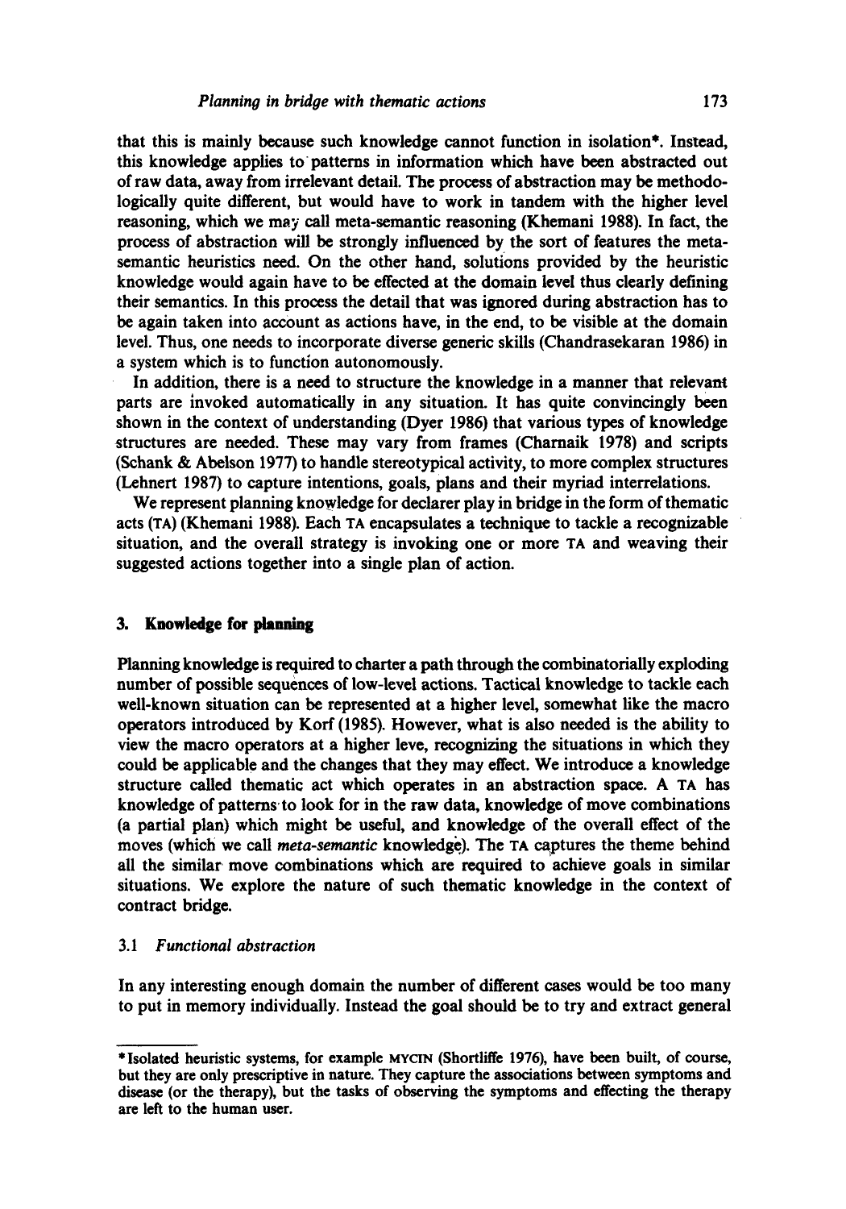that this is mainly because such knowledge cannot function in isolation*. Instead, this knowledge applies to patterns in information which have been abstracted out of raw data, away from irrelevant detail. The process of abstraction may be methodologically quite different, but would have to work in tandem with the higher level reasoning, which we may call meta-semantic reasoning (Khemani 1988). In fact, the process of abstraction will be strongly influenced by the sort of features the meta-semantic heuristics need. On the other hand, solutions provided by the heuristic knowledge would again have to be effected at the domain level thus clearly defining their semantics. In this process the detail that was ignored during abstraction has to be again taken into account as actions have, in the end, to be visible at the domain level. Thus, one needs to incorporate diverse generic skills (Chandrasekaran 1986) in a system which is to function autonomously.

In addition, there is a need to structure the knowledge in a manner that relevant parts are invoked automatically in any situation. It has quite convincingly been shown in the context of understanding (Dyer 1986) that various types of knowledge structures are needed. These may vary from frames (Charnaik 1978) and scripts (Schank & Abelson 1977) to handle stereotypical activity, to more complex structures (Lehnert 1987) to capture intentions, goals, plans and their myriad interrelations.

We represent planning knowledge for declarer play in bridge in the form of thematic acts (TA) (Khemani 1988). Each TA encapsulates a technique to tackle a recognizable situation, and the overall strategy is invoking one or more TA and weaving their suggested actions together into a single plan of action.

## 3. Knowledge for planning

Planning knowledge is required to charter a path through the combinatorially exploding number of possible sequences of low-level actions. Tactical knowledge to tackle each well-known situation can be represented at a higher level, somewhat like the macro operators introduced by Korf (1985). However, what is also needed is the ability to view the macro operators at a higher leve, recognizing the situations in which they could be applicable and the changes that they may effect. We introduce a knowledge structure called thematic act which operates in an abstraction space. A TA has knowledge of patterns to look for in the raw data, knowledge of move combinations (a partial plan) which might be useful, and knowledge of the overall effect of the moves (which we call *meta-semantic* knowledge). The TA captures the theme behind all the similar move combinations which are required to achieve goals in similar situations. We explore the nature of such thematic knowledge in the context of contract bridge.

### 3.1 *Functional abstraction*

In any interesting enough domain the number of different cases would be too many to put in memory individually. Instead the goal should be to try and extract general

---

*Isolated heuristic systems, for example MYCIN (Shortliffe 1976), have been built, of course, but they are only prescriptive in nature. They capture the associations between symptoms and disease (or the therapy), but the tasks of observing the symptoms and effecting the therapy are left to the human user.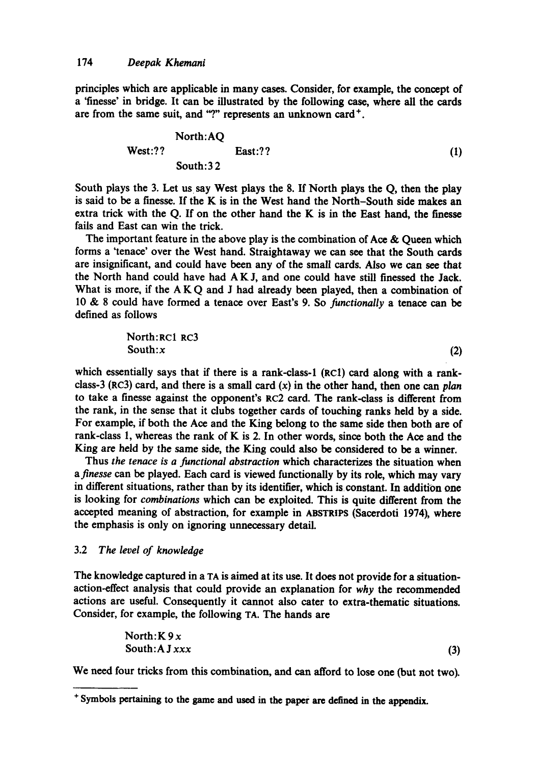principles which are applicable in many cases. Consider, for example, the concept of a 'finesse' in bridge. It can be illustrated by the following case, where all the cards are from the same suit, and "?" represents an unknown card[+].

```
            North:AQ
West:??                 East:??          (1)
            South:3 2
```

South plays the 3. Let us say West plays the 8. If North plays the Q, then the play is said to be a finesse. If the K is in the West hand the North–South side makes an extra trick with the Q. If on the other hand the K is in the East hand, the finesse fails and East can win the trick.

The important feature in the above play is the combination of Ace & Queen which forms a 'tenace' over the West hand. Straightaway we can see that the South cards are insignificant, and could have been any of the small cards. Also we can see that the North hand could have had A K J, and one could have still finessed the Jack. What is more, if the A K Q and J had already been played, then a combination of 10 & 8 could have formed a tenace over East's 9. So *functionally* a tenace can be defined as follows

```
North:RC1 RC3
South:x                                  (2)
```

which essentially says that if there is a rank-class-1 (RC1) card along with a rank-class-3 (RC3) card, and there is a small card ($x$) in the other hand, then one can *plan* to take a finesse against the opponent's RC2 card. The rank-class is different from the rank, in the sense that it clubs together cards of touching ranks held by a side. For example, if both the Ace and the King belong to the same side then both are of rank-class 1, whereas the rank of K is 2. In other words, since both the Ace and the King are held by the same side, the King could also be considered to be a winner.

Thus *the tenace is a functional abstraction* which characterizes the situation when a *finesse* can be played. Each card is viewed functionally by its role, which may vary in different situations, rather than by its identifier, which is constant. In addition one is looking for *combinations* which can be exploited. This is quite different from the accepted meaning of abstraction, for example in ABSTRIPS (Sacerdoti 1974), where the emphasis is only on ignoring unnecessary detail.

### 3.2 *The level of knowledge*

The knowledge captured in a TA is aimed at its use. It does not provide for a situation-action-effect analysis that could provide an explanation for *why* the recommended actions are useful. Consequently it cannot also cater to extra-thematic situations. Consider, for example, the following TA. The hands are

```
North:K 9 x
South:A J x x x                          (3)
```

We need four tricks from this combination, and can afford to lose one (but not two).

---

[+] Symbols pertaining to the game and used in the paper are defined in the appendix.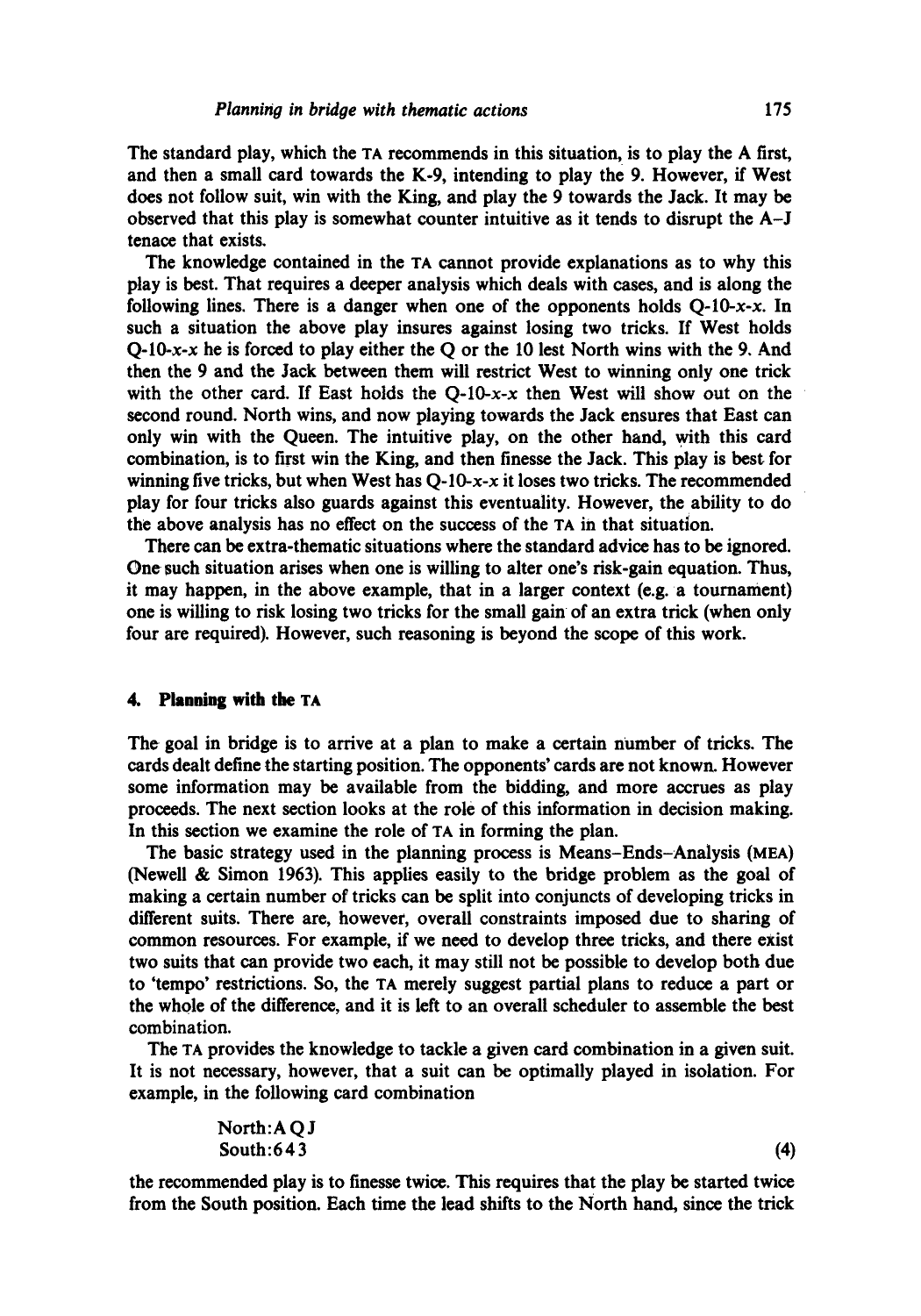The standard play, which the TA recommends in this situation, is to play the A first, and then a small card towards the K-9, intending to play the 9. However, if West does not follow suit, win with the King, and play the 9 towards the Jack. It may be observed that this play is somewhat counter intuitive as it tends to disrupt the A–J tenace that exists.

The knowledge contained in the TA cannot provide explanations as to why this play is best. That requires a deeper analysis which deals with cases, and is along the following lines. There is a danger when one of the opponents holds Q-10-*x*-*x*. In such a situation the above play insures against losing two tricks. If West holds Q-10-*x*-*x* he is forced to play either the Q or the 10 lest North wins with the 9. And then the 9 and the Jack between them will restrict West to winning only one trick with the other card. If East holds the Q-10-*x*-*x* then West will show out on the second round. North wins, and now playing towards the Jack ensures that East can only win with the Queen. The intuitive play, on the other hand, with this card combination, is to first win the King, and then finesse the Jack. This play is best for winning five tricks, but when West has Q-10-*x*-*x* it loses two tricks. The recommended play for four tricks also guards against this eventuality. However, the ability to do the above analysis has no effect on the success of the TA in that situation.

There can be extra-thematic situations where the standard advice has to be ignored. One such situation arises when one is willing to alter one's risk-gain equation. Thus, it may happen, in the above example, that in a larger context (e.g. a tournament) one is willing to risk losing two tricks for the small gain of an extra trick (when only four are required). However, such reasoning is beyond the scope of this work.

## 4. Planning with the TA

The goal in bridge is to arrive at a plan to make a certain number of tricks. The cards dealt define the starting position. The opponents' cards are not known. However some information may be available from the bidding, and more accrues as play proceeds. The next section looks at the role of this information in decision making. In this section we examine the role of TA in forming the plan.

The basic strategy used in the planning process is Means–Ends–Analysis (MEA) (Newell & Simon 1963). This applies easily to the bridge problem as the goal of making a certain number of tricks can be split into conjuncts of developing tricks in different suits. There are, however, overall constraints imposed due to sharing of common resources. For example, if we need to develop three tricks, and there exist two suits that can provide two each, it may still not be possible to develop both due to 'tempo' restrictions. So, the TA merely suggest partial plans to reduce a part or the whole of the difference, and it is left to an overall scheduler to assemble the best combination.

The TA provides the knowledge to tackle a given card combination in a given suit. It is not necessary, however, that a suit can be optimally played in isolation. For example, in the following card combination

North: A Q J
South: 6 4 3 (4)

the recommended play is to finesse twice. This requires that the play be started twice from the South position. Each time the lead shifts to the North hand, since the trick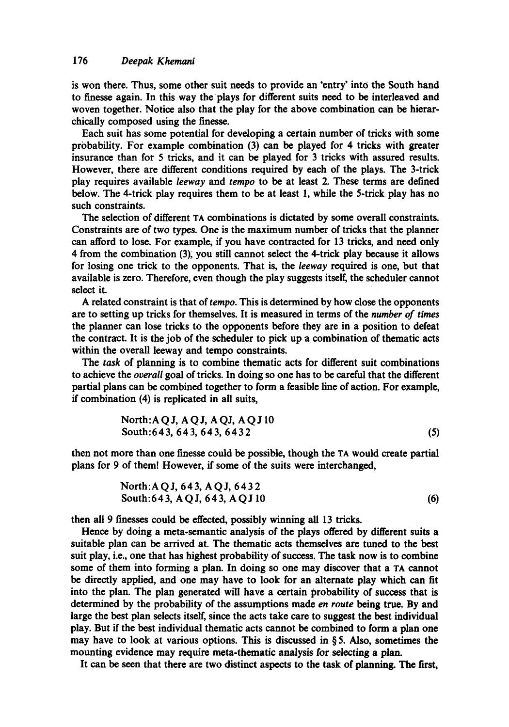is won there. Thus, some other suit needs to provide an 'entry' into the South hand to finesse again. In this way the plays for different suits need to be interleaved and woven together. Notice also that the play for the above combination can be hierarchically composed using the finesse.

Each suit has some potential for developing a certain number of tricks with some probability. For example combination (3) can be played for 4 tricks with greater insurance than for 5 tricks, and it can be played for 3 tricks with assured results. However, there are different conditions required by each of the plays. The 3-trick play requires available *leeway* and *tempo* to be at least 2. These terms are defined below. The 4-trick play requires them to be at least 1, while the 5-trick play has no such constraints.

The selection of different TA combinations is dictated by some overall constraints. Constraints are of two types. One is the maximum number of tricks that the planner can afford to lose. For example, if you have contracted for 13 tricks, and need only 4 from the combination (3), you still cannot select the 4-trick play because it allows for losing one trick to the opponents. That is, the *leeway* required is one, but that available is zero. Therefore, even though the play suggests itself, the scheduler cannot select it.

A related constraint is that of *tempo*. This is determined by how close the opponents are to setting up tricks for themselves. It is measured in terms of the *number of times* the planner can lose tricks to the opponents before they are in a position to defeat the contract. It is the job of the scheduler to pick up a combination of thematic acts within the overall leeway and tempo constraints.

The *task* of planning is to combine thematic acts for different suit combinations to achieve the *overall* goal of tricks. In doing so one has to be careful that the different partial plans can be combined together to form a feasible line of action. For example, if combination (4) is replicated in all suits,

North:A Q J, A Q J, A QJ, A Q J 10
South:6 4 3, 6 4 3, 6 4 3, 6 4 3 2 (5)

then not more than one finesse could be possible, though the TA would create partial plans for 9 of them! However, if some of the suits were interchanged,

North:A Q J, 6 4 3, A Q J, 6 4 3 2
South:6 4 3, A Q J, 6 4 3, A Q J 10 (6)

then all 9 finesses could be effected, possibly winning all 13 tricks.

Hence by doing a meta-semantic analysis of the plays offered by different suits a suitable plan can be arrived at. The thematic acts themselves are tuned to the best suit play, i.e., one that has highest probability of success. The task now is to combine some of them into forming a plan. In doing so one may discover that a TA cannot be directly applied, and one may have to look for an alternate play which can fit into the plan. The plan generated will have a certain probability of success that is determined by the probability of the assumptions made *en route* being true. By and large the best plan selects itself, since the acts take care to suggest the best individual play. But if the best individual thematic acts cannot be combined to form a plan one may have to look at various options. This is discussed in § 5. Also, sometimes the mounting evidence may require meta-thematic analysis for selecting a plan.

It can be seen that there are two distinct aspects to the task of planning. The first,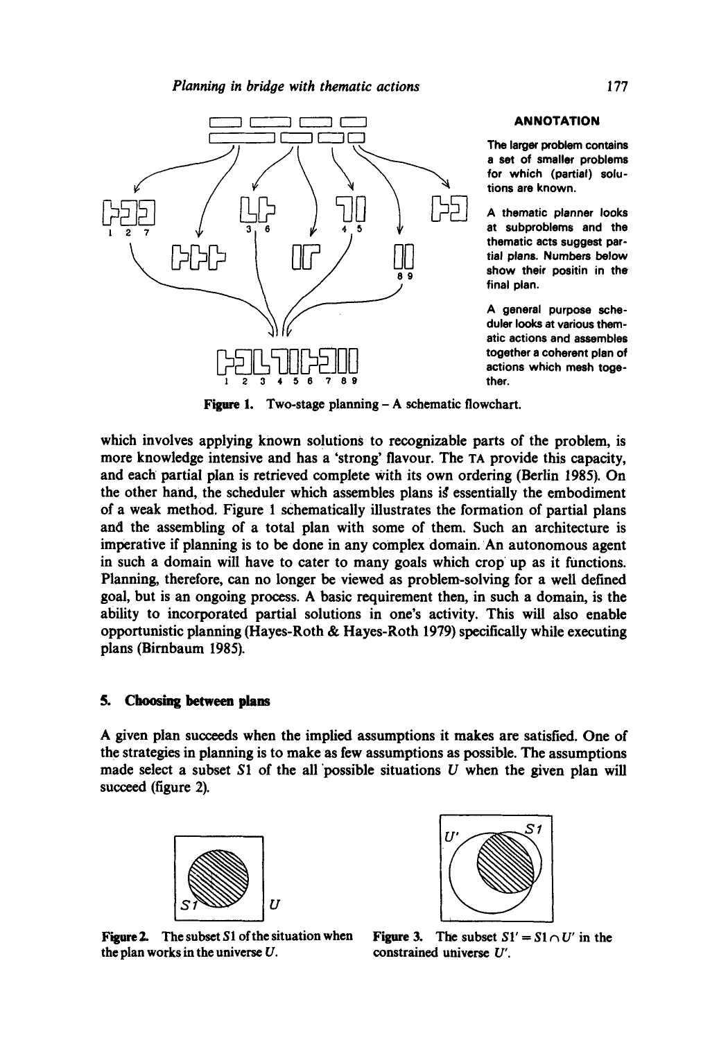**ANNOTATION**

The larger problem contains a set of smaller problems for which (partial) solutions are known.

A thematic planner looks at subproblems and the thematic acts suggest partial plans. Numbers below show their positin in the final plan.

A general purpose scheduler looks at various thematic actions and assembles together a coherent plan of actions which mesh together.

**Figure 1.** Two-stage planning – A schematic flowchart.

which involves applying known solutions to recognizable parts of the problem, is more knowledge intensive and has a 'strong' flavour. The TA provide this capacity, and each partial plan is retrieved complete with its own ordering (Berlin 1985). On the other hand, the scheduler which assembles plans is essentially the embodiment of a weak method. Figure 1 schematically illustrates the formation of partial plans and the assembling of a total plan with some of them. Such an architecture is imperative if planning is to be done in any complex domain. An autonomous agent in such a domain will have to cater to many goals which crop up as it functions. Planning, therefore, can no longer be viewed as problem-solving for a well defined goal, but is an ongoing process. A basic requirement then, in such a domain, is the ability to incorporated partial solutions in one's activity. This will also enable opportunistic planning (Hayes-Roth & Hayes-Roth 1979) specifically while executing plans (Birnbaum 1985).

## 5. Choosing between plans

A given plan succeeds when the implied assumptions it makes are satisfied. One of the strategies in planning is to make as few assumptions as possible. The assumptions made select a subset $S1$ of the all possible situations $U$ when the given plan will succeed (figure 2).

**Figure 2.** The subset $S1$ of the situation when the plan works in the universe $U$.

**Figure 3.** The subset $S1' = S1 \cap U'$ in the constrained universe $U'$.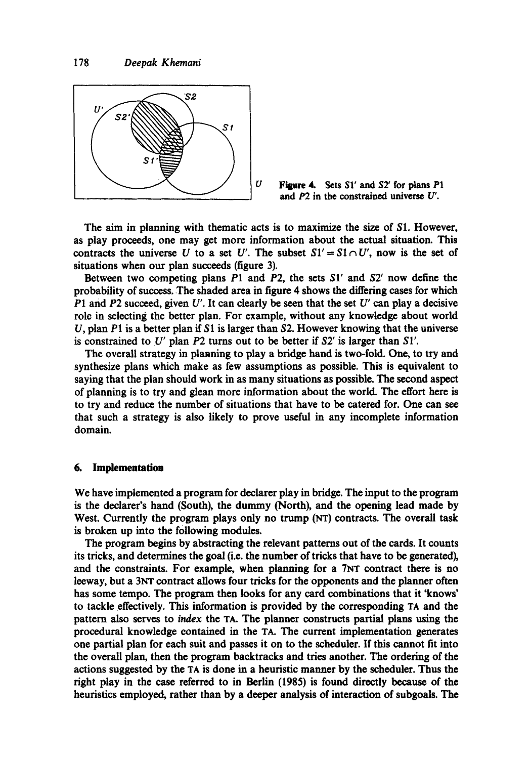Figure 4. Sets $S1'$ and $S2'$ for plans $P1$ and $P2$ in the constrained universe $U'$.

The aim in planning with thematic acts is to maximize the size of $S1$. However, as play proceeds, one may get more information about the actual situation. This contracts the universe $U$ to a set $U'$. The subset $S1' = S1 \cap U'$, now is the set of situations when our plan succeeds (figure 3).

Between two competing plans $P1$ and $P2$, the sets $S1'$ and $S2'$ now define the probability of success. The shaded area in figure 4 shows the differing cases for which $P1$ and $P2$ succeed, given $U'$. It can clearly be seen that the set $U'$ can play a decisive role in selecting the better plan. For example, without any knowledge about world $U$, plan $P1$ is a better plan if $S1$ is larger than $S2$. However knowing that the universe is constrained to $U'$ plan $P2$ turns out to be better if $S2'$ is larger than $S1'$.

The overall strategy in planning to play a bridge hand is two-fold. One, to try and synthesize plans which make as few assumptions as possible. This is equivalent to saying that the plan should work in as many situations as possible. The second aspect of planning is to try and glean more information about the world. The effort here is to try and reduce the number of situations that have to be catered for. One can see that such a strategy is also likely to prove useful in any incomplete information domain.

## 6. Implementation

We have implemented a program for declarer play in bridge. The input to the program is the declarer's hand (South), the dummy (North), and the opening lead made by West. Currently the program plays only no trump (NT) contracts. The overall task is broken up into the following modules.

The program begins by abstracting the relevant patterns out of the cards. It counts its tricks, and determines the goal (i.e. the number of tricks that have to be generated), and the constraints. For example, when planning for a 7NT contract there is no leeway, but a 3NT contract allows four tricks for the opponents and the planner often has some tempo. The program then looks for any card combinations that it 'knows' to tackle effectively. This information is provided by the corresponding TA and the pattern also serves to *index* the TA. The planner constructs partial plans using the procedural knowledge contained in the TA. The current implementation generates one partial plan for each suit and passes it on to the scheduler. If this cannot fit into the overall plan, then the program backtracks and tries another. The ordering of the actions suggested by the TA is done in a heuristic manner by the scheduler. Thus the right play in the case referred to in Berlin (1985) is found directly because of the heuristics employed, rather than by a deeper analysis of interaction of subgoals. The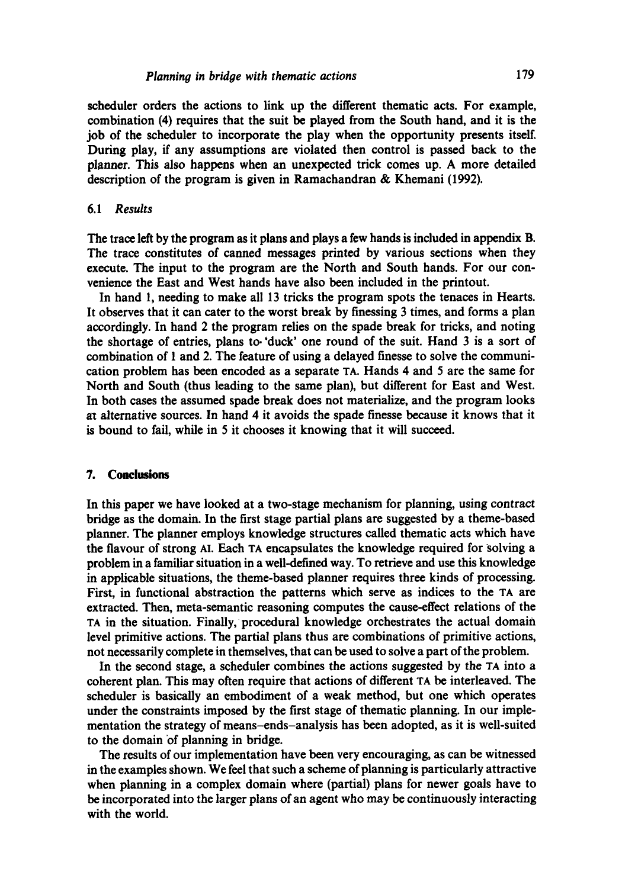scheduler orders the actions to link up the different thematic acts. For example, combination (4) requires that the suit be played from the South hand, and it is the job of the scheduler to incorporate the play when the opportunity presents itself. During play, if any assumptions are violated then control is passed back to the planner. This also happens when an unexpected trick comes up. A more detailed description of the program is given in Ramachandran & Khemani (1992).

### 6.1 *Results*

The trace left by the program as it plans and plays a few hands is included in appendix B. The trace constitutes of canned messages printed by various sections when they execute. The input to the program are the North and South hands. For our convenience the East and West hands have also been included in the printout.

In hand 1, needing to make all 13 tricks the program spots the tenaces in Hearts. It observes that it can cater to the worst break by finessing 3 times, and forms a plan accordingly. In hand 2 the program relies on the spade break for tricks, and noting the shortage of entries, plans to 'duck' one round of the suit. Hand 3 is a sort of combination of 1 and 2. The feature of using a delayed finesse to solve the communication problem has been encoded as a separate TA. Hands 4 and 5 are the same for North and South (thus leading to the same plan), but different for East and West. In both cases the assumed spade break does not materialize, and the program looks at alternative sources. In hand 4 it avoids the spade finesse because it knows that it is bound to fail, while in 5 it chooses it knowing that it will succeed.

## 7. Conclusions

In this paper we have looked at a two-stage mechanism for planning, using contract bridge as the domain. In the first stage partial plans are suggested by a theme-based planner. The planner employs knowledge structures called thematic acts which have the flavour of strong AI. Each TA encapsulates the knowledge required for solving a problem in a familiar situation in a well-defined way. To retrieve and use this knowledge in applicable situations, the theme-based planner requires three kinds of processing. First, in functional abstraction the patterns which serve as indices to the TA are extracted. Then, meta-semantic reasoning computes the cause-effect relations of the TA in the situation. Finally, procedural knowledge orchestrates the actual domain level primitive actions. The partial plans thus are combinations of primitive actions, not necessarily complete in themselves, that can be used to solve a part of the problem.

In the second stage, a scheduler combines the actions suggested by the TA into a coherent plan. This may often require that actions of different TA be interleaved. The scheduler is basically an embodiment of a weak method, but one which operates under the constraints imposed by the first stage of thematic planning. In our implementation the strategy of means–ends–analysis has been adopted, as it is well-suited to the domain of planning in bridge.

The results of our implementation have been very encouraging, as can be witnessed in the examples shown. We feel that such a scheme of planning is particularly attractive when planning in a complex domain where (partial) plans for newer goals have to be incorporated into the larger plans of an agent who may be continuously interacting with the world.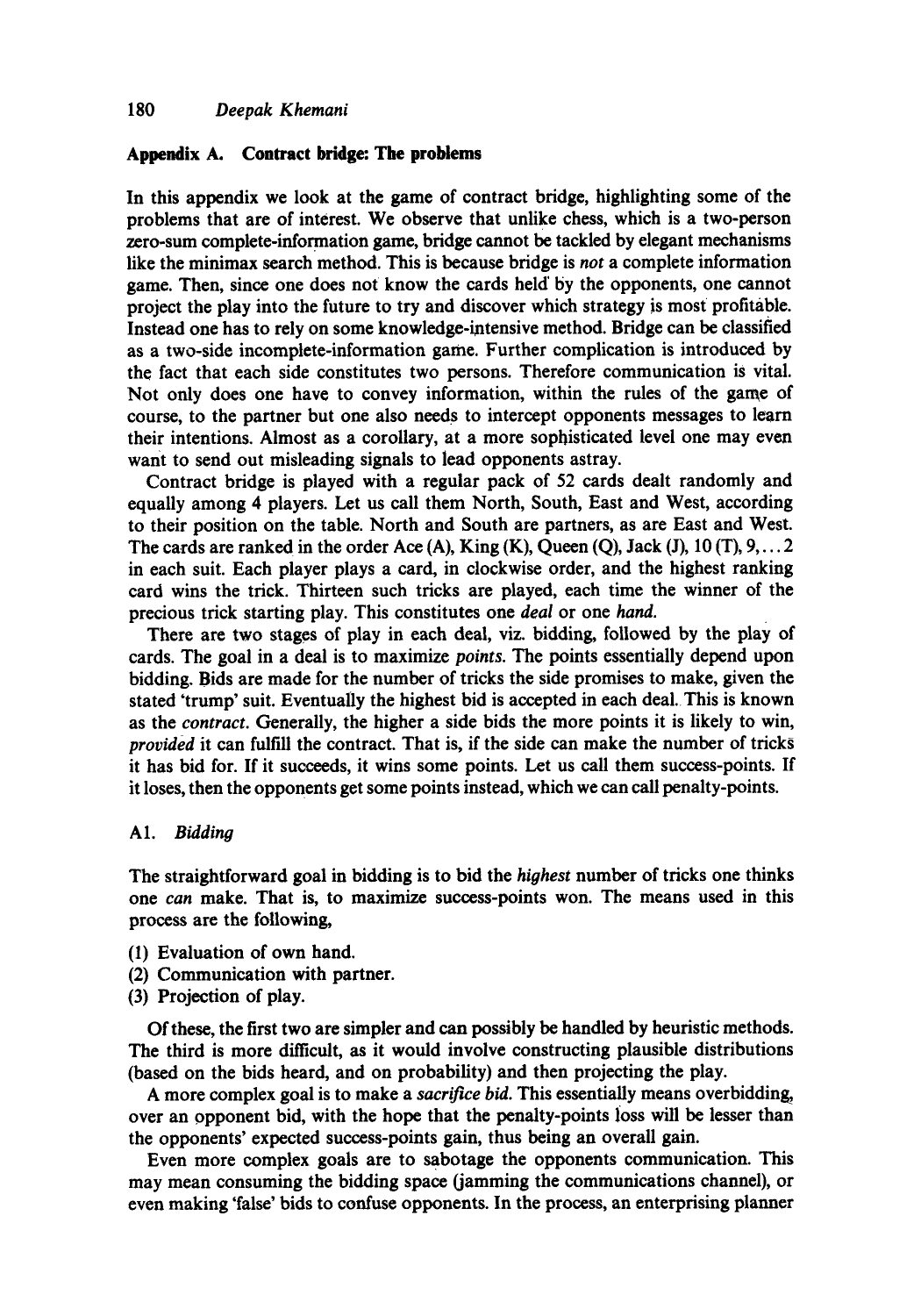## Appendix A. Contract bridge: The problems

In this appendix we look at the game of contract bridge, highlighting some of the problems that are of interest. We observe that unlike chess, which is a two-person zero-sum complete-information game, bridge cannot be tackled by elegant mechanisms like the minimax search method. This is because bridge is *not* a complete information game. Then, since one does not know the cards held by the opponents, one cannot project the play into the future to try and discover which strategy is most profitable. Instead one has to rely on some knowledge-intensive method. Bridge can be classified as a two-side incomplete-information game. Further complication is introduced by the fact that each side constitutes two persons. Therefore communication is vital. Not only does one have to convey information, within the rules of the game of course, to the partner but one also needs to intercept opponents messages to learn their intentions. Almost as a corollary, at a more sophisticated level one may even want to send out misleading signals to lead opponents astray.

Contract bridge is played with a regular pack of 52 cards dealt randomly and equally among 4 players. Let us call them North, South, East and West, according to their position on the table. North and South are partners, as are East and West. The cards are ranked in the order Ace (A), King (K), Queen (Q), Jack (J), 10 (T), 9,... 2 in each suit. Each player plays a card, in clockwise order, and the highest ranking card wins the trick. Thirteen such tricks are played, each time the winner of the precious trick starting play. This constitutes one *deal* or one *hand*.

There are two stages of play in each deal, viz. bidding, followed by the play of cards. The goal in a deal is to maximize *points*. The points essentially depend upon bidding. Bids are made for the number of tricks the side promises to make, given the stated 'trump' suit. Eventually the highest bid is accepted in each deal. This is known as the *contract*. Generally, the higher a side bids the more points it is likely to win, *provided* it can fulfill the contract. That is, if the side can make the number of tricks it has bid for. If it succeeds, it wins some points. Let us call them success-points. If it loses, then the opponents get some points instead, which we can call penalty-points.

### A1. *Bidding*

The straightforward goal in bidding is to bid the *highest* number of tricks one thinks one *can* make. That is, to maximize success-points won. The means used in this process are the following,

(1) Evaluation of own hand.
(2) Communication with partner.
(3) Projection of play.

Of these, the first two are simpler and can possibly be handled by heuristic methods. The third is more difficult, as it would involve constructing plausible distributions (based on the bids heard, and on probability) and then projecting the play.

A more complex goal is to make a *sacrifice bid*. This essentially means overbidding, over an opponent bid, with the hope that the penalty-points loss will be lesser than the opponents' expected success-points gain, thus being an overall gain.

Even more complex goals are to sabotage the opponents communication. This may mean consuming the bidding space (jamming the communications channel), or even making 'false' bids to confuse opponents. In the process, an enterprising planner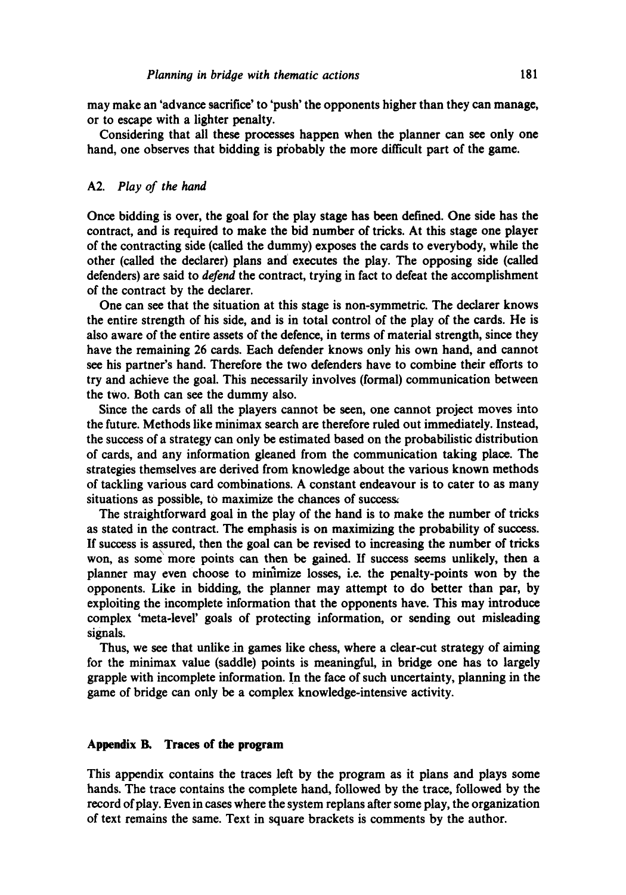may make an 'advance sacrifice' to 'push' the opponents higher than they can manage, or to escape with a lighter penalty.

Considering that all these processes happen when the planner can see only one hand, one observes that bidding is probably the more difficult part of the game.

### A2. *Play of the hand*

Once bidding is over, the goal for the play stage has been defined. One side has the contract, and is required to make the bid number of tricks. At this stage one player of the contracting side (called the dummy) exposes the cards to everybody, while the other (called the declarer) plans and executes the play. The opposing side (called defenders) are said to *defend* the contract, trying in fact to defeat the accomplishment of the contract by the declarer.

One can see that the situation at this stage is non-symmetric. The declarer knows the entire strength of his side, and is in total control of the play of the cards. He is also aware of the entire assets of the defence, in terms of material strength, since they have the remaining 26 cards. Each defender knows only his own hand, and cannot see his partner's hand. Therefore the two defenders have to combine their efforts to try and achieve the goal. This necessarily involves (formal) communication between the two. Both can see the dummy also.

Since the cards of all the players cannot be seen, one cannot project moves into the future. Methods like minimax search are therefore ruled out immediately. Instead, the success of a strategy can only be estimated based on the probabilistic distribution of cards, and any information gleaned from the communication taking place. The strategies themselves are derived from knowledge about the various known methods of tackling various card combinations. A constant endeavour is to cater to as many situations as possible, to maximize the chances of success.

The straightforward goal in the play of the hand is to make the number of tricks as stated in the contract. The emphasis is on maximizing the probability of success. If success is assured, then the goal can be revised to increasing the number of tricks won, as some more points can then be gained. If success seems unlikely, then a planner may even choose to minimize losses, i.e. the penalty-points won by the opponents. Like in bidding, the planner may attempt to do better than par, by exploiting the incomplete information that the opponents have. This may introduce complex 'meta-level' goals of protecting information, or sending out misleading signals.

Thus, we see that unlike in games like chess, where a clear-cut strategy of aiming for the minimax value (saddle) points is meaningful, in bridge one has to largely grapple with incomplete information. In the face of such uncertainty, planning in the game of bridge can only be a complex knowledge-intensive activity.

## Appendix B. Traces of the program

This appendix contains the traces left by the program as it plans and plays some hands. The trace contains the complete hand, followed by the trace, followed by the record of play. Even in cases where the system replans after some play, the organization of text remains the same. Text in square brackets is comments by the author.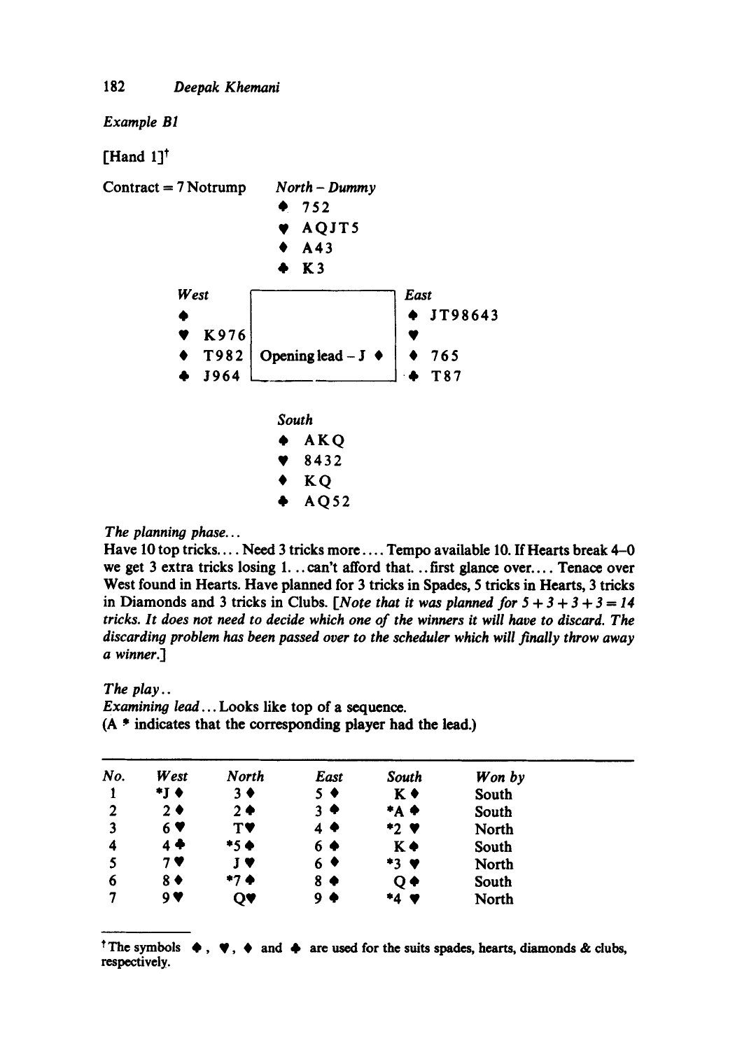*Example B1*

[Hand 1][†]

Contract = 7 Notrump

*North – Dummy*
♠ 752
♥ AQJT5
♦ A43
♣ K3

*West*
♠
♥ K976
♦ T982
♣ J964

Opening lead – J ♦

*East*
♠ JT98643
♥
♦ 765
♣ T87

*South*
♠ AKQ
♥ 8432
♦ KQ
♣ AQ52

*The planning phase...*
Have 10 top tricks.... Need 3 tricks more.... Tempo available 10. If Hearts break 4–0 we get 3 extra tricks losing 1... can't afford that... first glance over.... Tenace over West found in Hearts. Have planned for 3 tricks in Spades, 5 tricks in Hearts, 3 tricks in Diamonds and 3 tricks in Clubs. [*Note that it was planned for 5 + 3 + 3 + 3 = 14 tricks. It does not need to decide which one of the winners it will have to discard. The discarding problem has been passed over to the scheduler which will finally throw away a winner.*]

*The play..*
*Examining lead...* Looks like top of a sequence.
(A * indicates that the corresponding player had the lead.)

| No. | West | North | East | South | Won by |
|---|---|---|---|---|---|
| 1 | *J ♦ | 3 ♦ | 5 ♦ | K ♦ | South |
| 2 | 2 ♦ | 2 ♠ | 3 ♠ | *A ♠ | South |
| 3 | 6 ♥ | T♥ | 4 ♠ | *2 ♥ | North |
| 4 | 4 ♣ | *5 ♠ | 6 ♠ | K ♠ | South |
| 5 | 7 ♥ | J ♥ | 6 ♦ | *3 ♥ | North |
| 6 | 8 ♦ | *7 ♠ | 8 ♠ | Q ♠ | South |
| 7 | 9 ♥ | Q♥ | 9 ♠ | *4 ♥ | North |

[†] The symbols ♠, ♥, ♦ and ♣ are used for the suits spades, hearts, diamonds & clubs, respectively.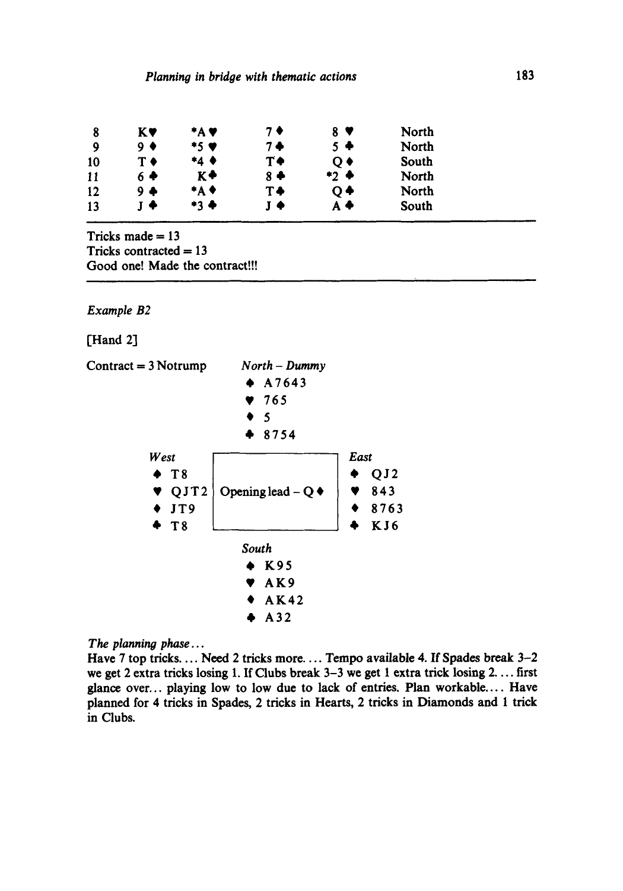| | | | | | |
|---|---|---|---|---|---|
| 8 | K♥ | *A ♥ | 7 ♦ | 8 ♥ | North |
| 9 | 9 ♦ | *5 ♥ | 7 ♣ | 5 ♣ | North |
| 10 | T ♦ | *4 ♦ | T♠ | Q ♦ | South |
| 11 | 6 ♣ | K♣ | 8 ♣ | *2 ♣ | North |
| 12 | 9 ♣ | *A ♦ | T♣ | Q ♣ | North |
| 13 | J ♣ | *3 ♣ | J ♠ | A ♣ | South |

Tricks made = 13
Tricks contracted = 13
Good one! Made the contract!!!

*Example B2*

[Hand 2]

Contract = 3 Notrump

*North – Dummy*
♠ A7643
♥ 765
♦ 5
♣ 8754

*West*
♠ T8
♥ QJT2
♦ JT9
♣ T8

Opening lead – Q ♦

*East*
♠ QJ2
♥ 843
♦ 8763
♣ KJ6

*South*
♠ K95
♥ AK9
♦ AK42
♣ A32

*The planning phase...*
Have 7 top tricks.... Need 2 tricks more.... Tempo available 4. If Spades break 3–2 we get 2 extra tricks losing 1. If Clubs break 3–3 we get 1 extra trick losing 2.... first glance over... playing low to low due to lack of entries. Plan workable.... Have planned for 4 tricks in Spades, 2 tricks in Hearts, 2 tricks in Diamonds and 1 trick in Clubs.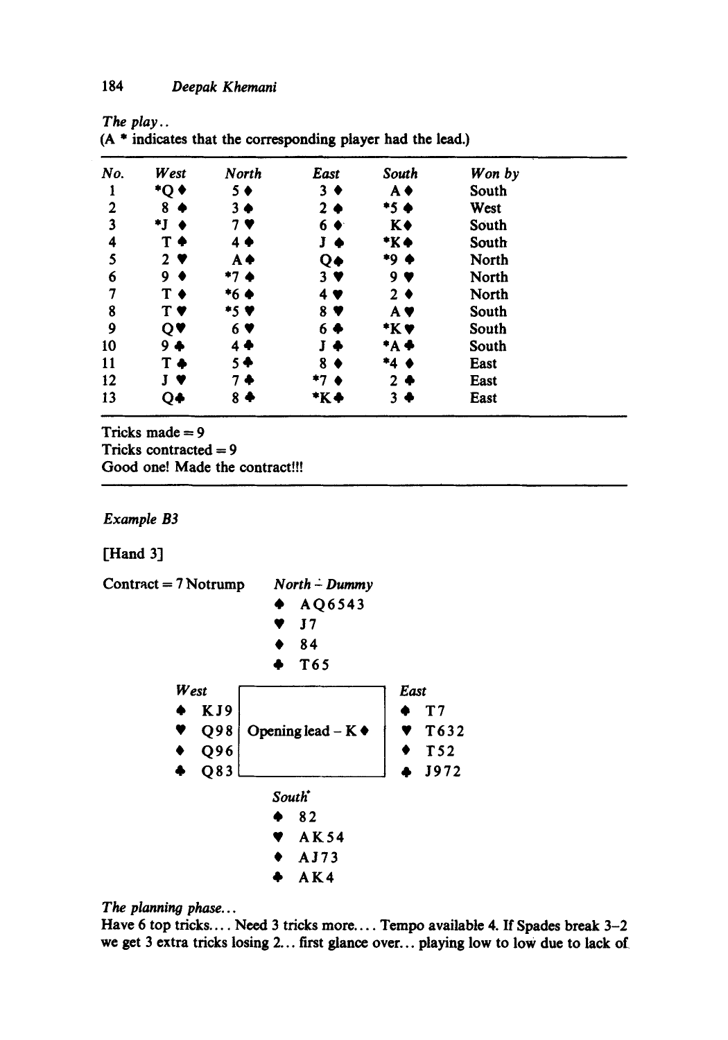*The play..*
(A * indicates that the corresponding player had the lead.)

| No. | West | North | East | South | Won by |
|---|---|---|---|---|---|
| 1 | *Q ♦ | 5 ♦ | 3 ♦ | A ♦ | South |
| 2 | 8 ♠ | 3 ♠ | 2 ♠ | *5 ♠ | West |
| 3 | *J ♦ | 7 ♥ | 6 ♦ | K♦ | South |
| 4 | T ♠ | 4 ♠ | J ♠ | *K♠ | South |
| 5 | 2 ♥ | A♠ | Q♠ | *9 ♠ | North |
| 6 | 9 ♦ | *7 ♠ | 3 ♥ | 9 ♥ | North |
| 7 | T ♦ | *6 ♠ | 4 ♥ | 2 ♦ | North |
| 8 | T ♥ | *5 ♥ | 8 ♥ | A ♥ | South |
| 9 | Q♥ | 6 ♥ | 6 ♣ | *K ♥ | South |
| 10 | 9 ♣ | 4 ♣ | J ♣ | *A ♣ | South |
| 11 | T ♣ | 5♣ | 8 ♦ | *4 ♦ | East |
| 12 | J ♥ | 7 ♣ | *7 ♦ | 2 ♣ | East |
| 13 | Q♣ | 8 ♣ | *K♣ | 3 ♣ | East |

Tricks made = 9
Tricks contracted = 9
Good one! Made the contract!!!

*Example B3*

[Hand 3]

Contract = 7 Notrump

*North – Dummy*
♠ AQ6543
♥ J7
♦ 84
♣ T65

*West*
♠ KJ9
♥ Q98
♦ Q96
♣ Q83

Opening lead – K ♦

*East*
♠ T7
♥ T632
♦ T52
♣ J972

*South*
♠ 82
♥ AK54
♦ AJ73
♣ AK4

*The planning phase...*
Have 6 top tricks.... Need 3 tricks more.... Tempo available 4. If Spades break 3–2 we get 3 extra tricks losing 2... first glance over... playing low to low due to lack of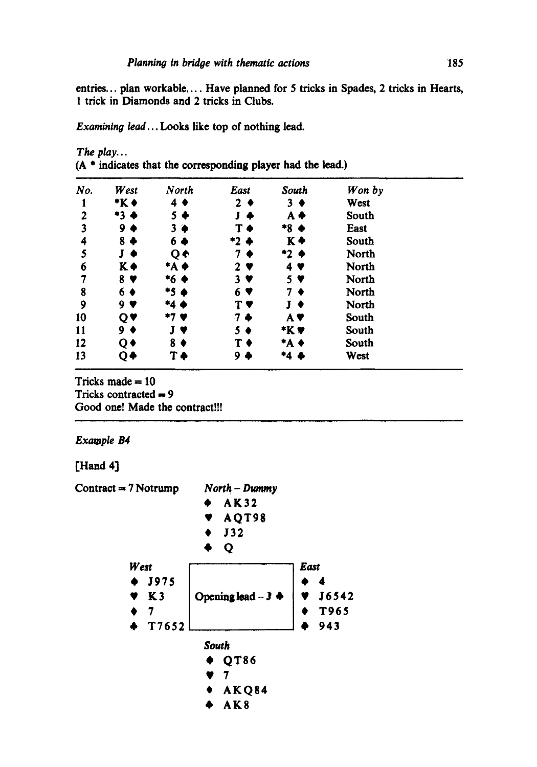entries... plan workable.... Have planned for 5 tricks in Spades, 2 tricks in Hearts, 1 trick in Diamonds and 2 tricks in Clubs.

*Examining lead*... Looks like top of nothing lead.

*The play...*
(A * indicates that the corresponding player had the lead.)

| No. | West | North | East | South | Won by |
|---|---|---|---|---|---|
| 1 | *K ♦ | 4 ♦ | 2 ♦ | 3 ♦ | West |
| 2 | *3 ♣ | 5 ♣ | J ♣ | A ♣ | South |
| 3 | 9 ♠ | 3 ♠ | T ♠ | *8 ♠ | East |
| 4 | 8 ♣ | 6 ♣ | *2 ♣ | K ♣ | South |
| 5 | J ♠ | Q ♠ | 7 ♠ | *2 ♠ | North |
| 6 | K ♠ | *A ♠ | 2 ♥ | 4 ♥ | North |
| 7 | 8 ♥ | *6 ♠ | 3 ♥ | 5 ♥ | North |
| 8 | 6 ♦ | *5 ♠ | 6 ♥ | 7 ♦ | North |
| 9 | 9 ♥ | *4 ♠ | T ♥ | J ♦ | North |
| 10 | Q ♥ | *7 ♥ | 7 ♣ | A ♥ | South |
| 11 | 9 ♦ | J ♥ | 5 ♦ | *K ♥ | South |
| 12 | Q ♦ | 8 ♦ | T ♦ | *A ♦ | South |
| 13 | Q ♣ | T ♣ | 9 ♣ | *4 ♣ | West |

Tricks made = 10
Tricks contracted = 9
Good one! Made the contract!!!

*Example B4*

[Hand 4]

Contract = 7 Notrump

*North – Dummy*
♠ AK32
♥ AQT98
♦ J32
♣ Q

*West*
♠ J975
♥ K3
♦ 7
♣ T7652

Opening lead – J ♣

*East*
♠ 4
♥ J6542
♦ T965
♣ 943

*South*
♠ QT86
♥ 7
♦ AKQ84
♣ AK8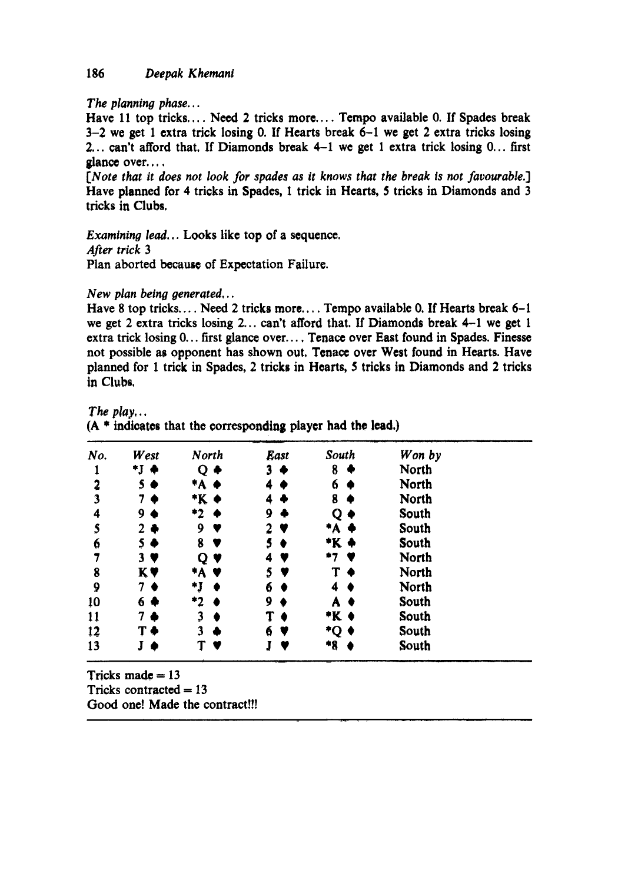*The planning phase...*

Have 11 top tricks.... Need 2 tricks more.... Tempo available 0. If Spades break 3–2 we get 1 extra trick losing 0. If Hearts break 6–1 we get 2 extra tricks losing 2... can't afford that. If Diamonds break 4–1 we get 1 extra trick losing 0... first glance over....

[*Note that it does not look for spades as it knows that the break is not favourable.*]

Have planned for 4 tricks in Spades, 1 trick in Hearts, 5 tricks in Diamonds and 3 tricks in Clubs.

*Examining lead...* Looks like top of a sequence.

*After trick 3*

Plan aborted because of Expectation Failure.

*New plan being generated...*

Have 8 top tricks.... Need 2 tricks more.... Tempo available 0. If Hearts break 6–1 we get 2 extra tricks losing 2... can't afford that. If Diamonds break 4–1 we get 1 extra trick losing 0... first glance over.... Tenace over East found in Spades. Finesse not possible as opponent has shown out. Tenace over West found in Hearts. Have planned for 1 trick in Spades, 2 tricks in Hearts, 5 tricks in Diamonds and 2 tricks in Clubs.

*The play...*

(A * indicates that the corresponding player had the lead.)

| No. | West | North | East | South | Won by |
|---|---|---|---|---|---|
| 1 | *J ♣ | Q ♣ | 3 ♣ | 8 ♣ | North |
| 2 | 5 ♠ | *A ♠ | 4 ♠ | 6 ♠ | North |
| 3 | 7 ♠ | *K ♠ | 4 ♣ | 8 ♠ | North |
| 4 | 9 ♠ | *2 ♠ | 9 ♣ | Q ♠ | South |
| 5 | 2 ♣ | 9 ♥ | 2 ♥ | *A ♣ | South |
| 6 | 5 ♣ | 8 ♥ | 5 ♦ | *K ♣ | South |
| 7 | 3 ♥ | Q ♥ | 4 ♥ | *7 ♥ | North |
| 8 | K♥ | *A ♥ | 5 ♥ | T ♦ | North |
| 9 | 7 ♦ | *J ♦ | 6 ♦ | 4 ♦ | North |
| 10 | 6 ♣ | *2 ♦ | 9 ♦ | A ♦ | South |
| 11 | 7 ♣ | 3 ♦ | T ♦ | *K ♦ | South |
| 12 | T ♣ | 3 ♣ | 6 ♥ | *Q ♦ | South |
| 13 | J ♠ | T ♥ | J ♥ | *8 ♦ | South |

Tricks made = 13

Tricks contracted = 13

Good one! Made the contract!!!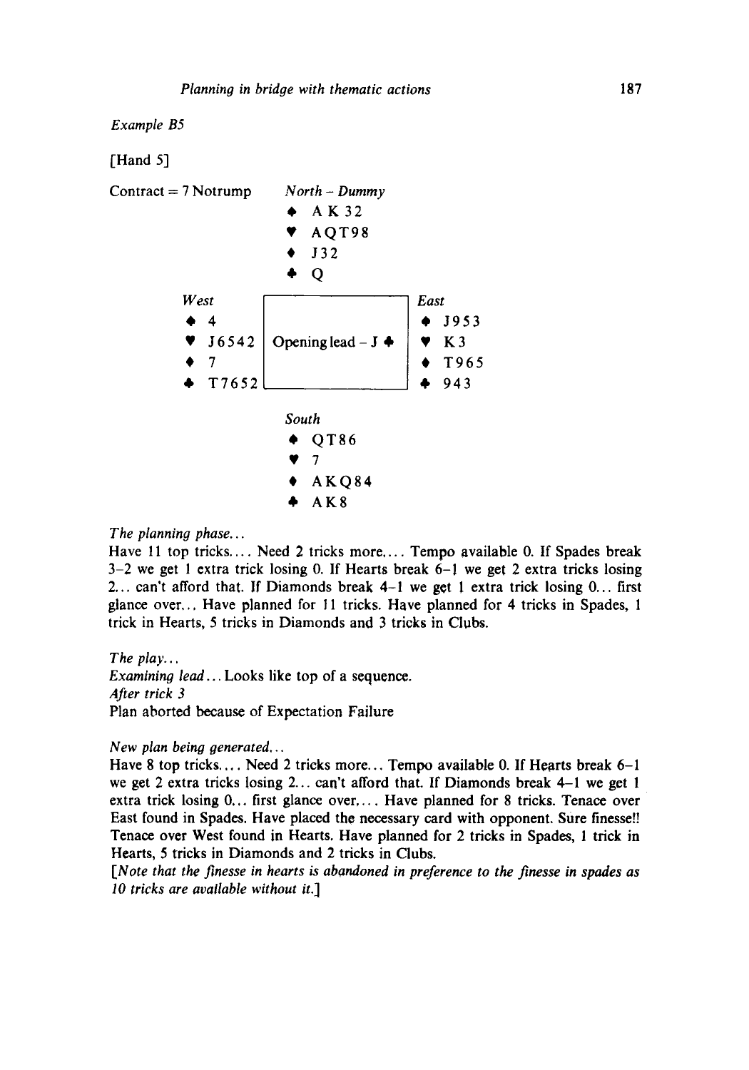*Example B5*

[Hand 5]

Contract = 7 Notrump

*North – Dummy*
♠ A K 3 2
♥ A Q T 9 8
♦ J 3 2
♣ Q

*West*
♠ 4
♥ J 6 5 4 2
♦ 7
♣ T 7 6 5 2

Opening lead – J ♣

*East*
♠ J 9 5 3
♥ K 3
♦ T 9 6 5
♣ 9 4 3

*South*
♠ Q T 8 6
♥ 7
♦ A K Q 8 4
♣ A K 8

*The planning phase...*

Have 11 top tricks.... Need 2 tricks more.... Tempo available 0. If Spades break 3–2 we get 1 extra trick losing 0. If Hearts break 6–1 we get 2 extra tricks losing 2... can't afford that. If Diamonds break 4–1 we get 1 extra trick losing 0... first glance over... Have planned for 11 tricks. Have planned for 4 tricks in Spades, 1 trick in Hearts, 5 tricks in Diamonds and 3 tricks in Clubs.

*The play...*

*Examining lead*... Looks like top of a sequence.

*After trick 3*

Plan aborted because of Expectation Failure

*New plan being generated...*

Have 8 top tricks.... Need 2 tricks more... Tempo available 0. If Hearts break 6–1 we get 2 extra tricks losing 2... can't afford that. If Diamonds break 4–1 we get 1 extra trick losing 0... first glance over.... Have planned for 8 tricks. Tenace over East found in Spades. Have placed the necessary card with opponent. Sure finesse!! Tenace over West found in Hearts. Have planned for 2 tricks in Spades, 1 trick in Hearts, 5 tricks in Diamonds and 2 tricks in Clubs.

[*Note that the finesse in hearts is abandoned in preference to the finesse in spades as 10 tricks are available without it.*]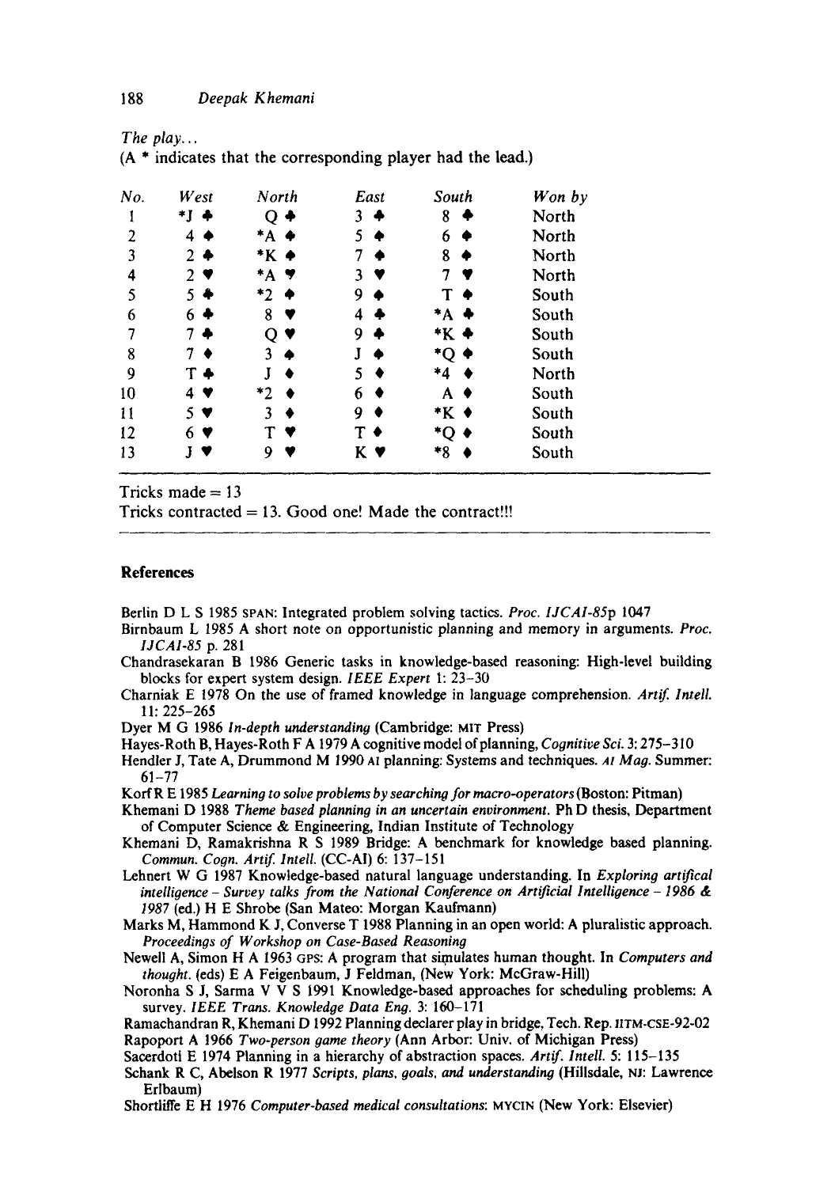*The play...*

(A * indicates that the corresponding player had the lead.)

| No. | West | North | East | South | Won by |
|---|---|---|---|---|---|
| 1 | *J ♣ | Q ♣ | 3 ♣ | 8 ♣ | North |
| 2 | 4 ♠ | *A ♠ | 5 ♠ | 6 ♠ | North |
| 3 | 2 ♣ | *K ♠ | 7 ♠ | 8 ♠ | North |
| 4 | 2 ♥ | *A ♥ | 3 ♥ | 7 ♥ | North |
| 5 | 5 ♣ | *2 ♠ | 9 ♠ | T ♠ | South |
| 6 | 6 ♣ | 8 ♥ | 4 ♣ | *A ♣ | South |
| 7 | 7 ♣ | Q ♥ | 9 ♣ | *K ♣ | South |
| 8 | 7 ♦ | 3 ♠ | J ♠ | *Q ♠ | South |
| 9 | T ♣ | J ♦ | 5 ♦ | *4 ♦ | North |
| 10 | 4 ♥ | *2 ♦ | 6 ♦ | A ♦ | South |
| 11 | 5 ♥ | 3 ♦ | 9 ♦ | *K ♦ | South |
| 12 | 6 ♥ | T ♥ | T ♦ | *Q ♦ | South |
| 13 | J ♥ | 9 ♥ | K ♥ | *8 ♦ | South |

Tricks made = 13

Tricks contracted = 13. Good one! Made the contract!!!

## References

Berlin D L S 1985 SPAN: Integrated problem solving tactics. *Proc. IJCAI-85*p 1047

Birnbaum L 1985 A short note on opportunistic planning and memory in arguments. *Proc. IJCAI-85* p. 281

Chandrasekaran B 1986 Generic tasks in knowledge-based reasoning: High-level building blocks for expert system design. *IEEE Expert* 1: 23–30

Charniak E 1978 On the use of framed knowledge in language comprehension. *Artif. Intell.* 11: 225–265

Dyer M G 1986 *In-depth understanding* (Cambridge: MIT Press)

Hayes-Roth B, Hayes-Roth F A 1979 A cognitive model of planning, *Cognitive Sci.* 3: 275–310

Hendler J, Tate A, Drummond M 1990 AI planning: Systems and techniques. *AI Mag.* Summer: 61–77

Korf R E 1985 *Learning to solve problems by searching for macro-operators* (Boston: Pitman)

Khemani D 1988 *Theme based planning in an uncertain environment.* Ph D thesis, Department of Computer Science & Engineering, Indian Institute of Technology

Khemani D, Ramakrishna R S 1989 Bridge: A benchmark for knowledge based planning. *Commun. Cogn. Artif. Intell.* (CC-AI) 6: 137–151

Lehnert W G 1987 Knowledge-based natural language understanding. In *Exploring artifical intelligence – Survey talks from the National Conference on Artificial Intelligence – 1986 & 1987* (ed.) H E Shrobe (San Mateo: Morgan Kaufmann)

Marks M, Hammond K J, Converse T 1988 Planning in an open world: A pluralistic approach. *Proceedings of Workshop on Case-Based Reasoning*

Newell A, Simon H A 1963 GPS: A program that simulates human thought. In *Computers and thought.* (eds) E A Feigenbaum, J Feldman, (New York: McGraw-Hill)

Noronha S J, Sarma V V S 1991 Knowledge-based approaches for scheduling problems: A survey. *IEEE Trans. Knowledge Data Eng.* 3: 160–171

Ramachandran R, Khemani D 1992 Planning declarer play in bridge, Tech. Rep. IITM-CSE-92-02

Rapoport A 1966 *Two-person game theory* (Ann Arbor: Univ. of Michigan Press)

Sacerdoti E 1974 Planning in a hierarchy of abstraction spaces. *Artif. Intell.* 5: 115–135

Schank R C, Abelson R 1977 *Scripts, plans, goals, and understanding* (Hillsdale, NJ: Lawrence Erlbaum)

Shortliffe E H 1976 *Computer-based medical consultations*: MYCIN (New York: Elsevier)